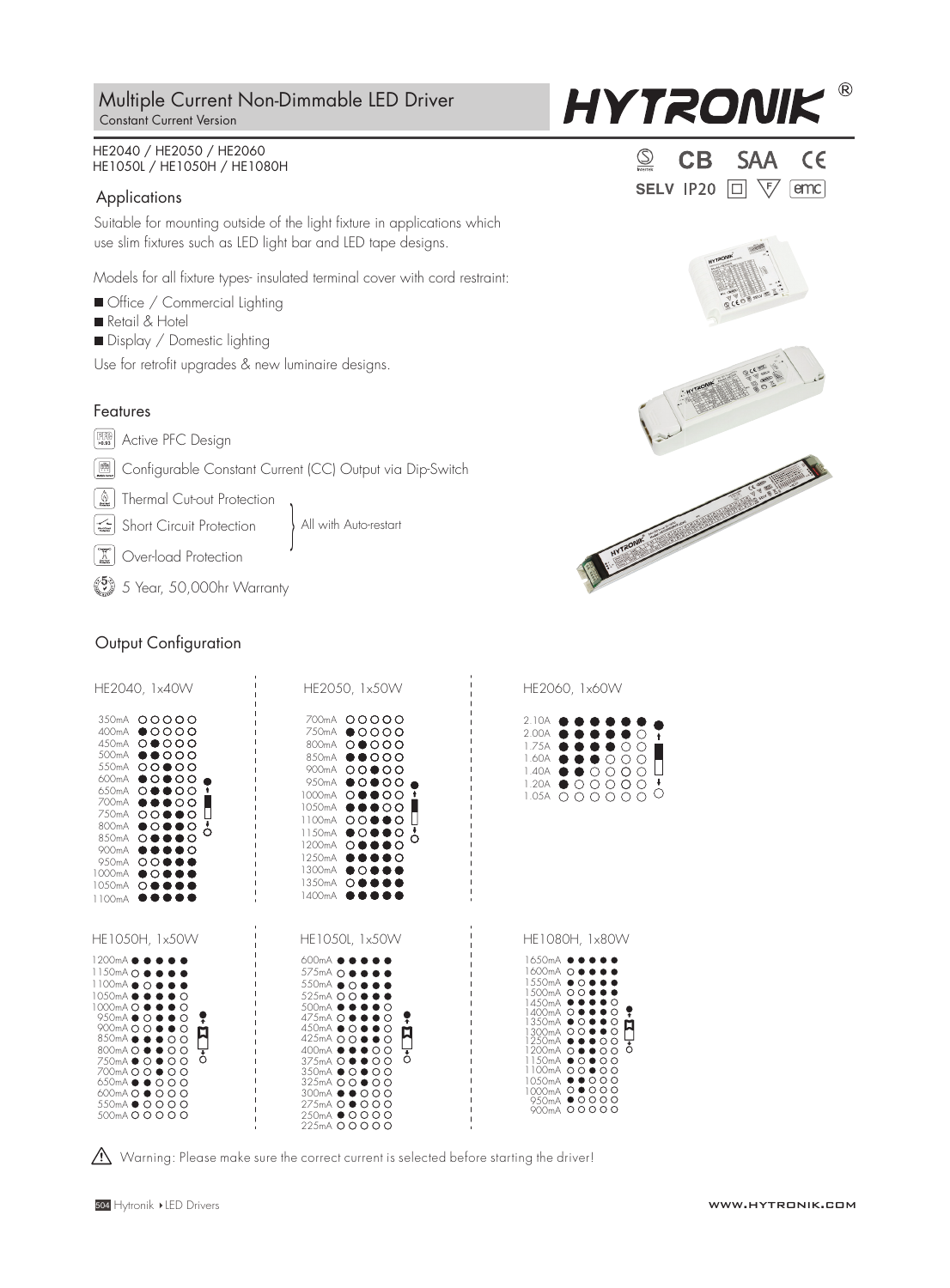# Multiple Current Non-Dimmable LED Driver

Constant Current Version

HE2040 / HE2050 / HE2060
HE1050L / HE1050H / HE1080H

SELV IP20

## Applications

Suitable for mounting outside of the light fixture in applications which use slim fixtures such as LED light bar and LED tape designs.

Models for all fixture types- insulated terminal cover with cord restraint:

- Office / Commercial Lighting
- Retail & Hotel
- Display / Domestic lighting

Use for retrofit upgrades & new luminaire designs.

## Features

- Active PFC Design
- Configurable Constant Current (CC) Output via Dip-Switch
- Thermal Cut-out Protection
- Short Circuit Protection
- Over-load Protection

(All with Auto-restart)

- 5 Year, 50,000hr Warranty

## Output Configuration

### HE2040, 1x40W

| Current | Dip-switch |
|---|---|
| 350mA | ○○○○○ |
| 400mA | ●○○○○ |
| 450mA | ○●○○○ |
| 500mA | ●●○○○ |
| 550mA | ○○●○○ |
| 600mA | ●○●○○ |
| 650mA | ○●●○○ |
| 700mA | ●●●○○ |
| 750mA | ○○●●○ |
| 800mA | ●○●●○ |
| 850mA | ○●●●○ |
| 900mA | ●●●●○ |
| 950mA | ○○●●● |
| 1000mA | ●○●●● |
| 1050mA | ○●●●● |
| 1100mA | ●●●●● |

### HE2050, 1x50W

| Current | Dip-switch |
|---|---|
| 700mA | ○○○○○ |
| 750mA | ●○○○○ |
| 800mA | ○●○○○ |
| 850mA | ●●○○○ |
| 900mA | ○○●○○ |
| 950mA | ●○●○○ |
| 1000mA | ○●●○○ |
| 1050mA | ●●●○○ |
| 1100mA | ○○●●○ |
| 1150mA | ●○●●○ |
| 1200mA | ○●●●○ |
| 1250mA | ●●●●○ |
| 1300mA | ●○●●● |
| 1350mA | ○●●●● |
| 1400mA | ●●●●● |

### HE2060, 1x60W

| Current | Dip-switch |
|---|---|
| 2.10A | ●●●●●● |
| 2.00A | ●●●●●○ |
| 1.75A | ●●●●○○ |
| 1.60A | ●●●○○○ |
| 1.40A | ●●○○○○ |
| 1.20A | ●○○○○○ |
| 1.05A | ○○○○○○ |

### HE1050H, 1x50W

| Current | Dip-switch |
|---|---|
| 1200mA | ●●●●● |
| 1150mA | ○●●●● |
| 1100mA | ●○●●● |
| 1050mA | ●●●●○ |
| 1000mA | ○●●●○ |
| 950mA | ●○●●○ |
| 900mA | ○○●●○ |
| 850mA | ●●●○○ |
| 800mA | ○●●○○ |
| 750mA | ●○●○○ |
| 700mA | ○○●○○ |
| 650mA | ●●○○○ |
| 600mA | ○●○○○ |
| 550mA | ●○○○○ |
| 500mA | ○○○○○ |

### HE1050L, 1x50W

| Current | Dip-switch |
|---|---|
| 600mA | ●●●●● |
| 575mA | ○●●●● |
| 550mA | ●○●●● |
| 525mA | ○○●●● |
| 500mA | ●●●●○ |
| 475mA | ○●●●○ |
| 450mA | ●○●●○ |
| 425mA | ○○●●○ |
| 400mA | ●●●○○ |
| 375mA | ○●●○○ |
| 350mA | ●○●○○ |
| 325mA | ○○●○○ |
| 300mA | ●●○○○ |
| 275mA | ○●○○○ |
| 250mA | ●○○○○ |
| 225mA | ○○○○○ |

### HE1080H, 1x80W

| Current | Dip-switch |
|---|---|
| 1650mA | ●●●●● |
| 1600mA | ○●●●● |
| 1550mA | ●○●●● |
| 1500mA | ○○●●● |
| 1450mA | ●●●●○ |
| 1400mA | ○●●●○ |
| 1350mA | ●○●●○ |
| 1300mA | ○○●●○ |
| 1250mA | ●●●○○ |
| 1200mA | ○●●○○ |
| 1150mA | ●○●○○ |
| 1100mA | ○○●○○ |
| 1050mA | ●●○○○ |
| 1000mA | ○●○○○ |
| 950mA | ●○○○○ |
| 900mA | ○○○○○ |

⚠ Warning: Please make sure the correct current is selected before starting the driver!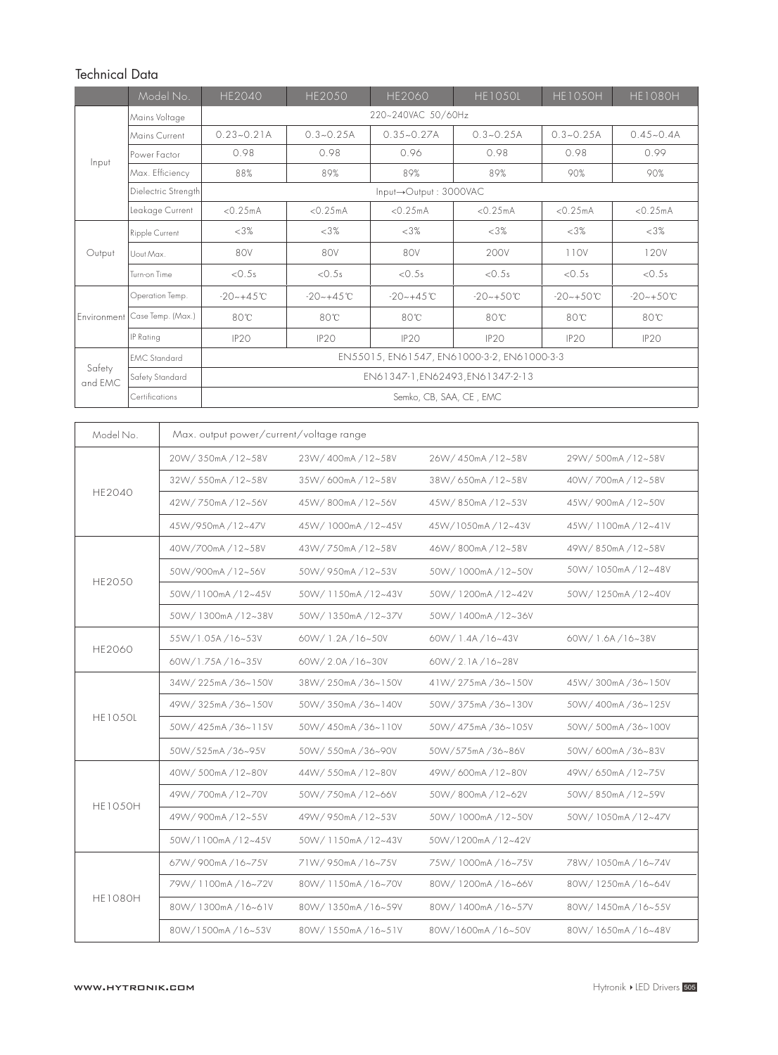## Technical Data

| | Model No. | HE2040 | HE2050 | HE2060 | HE1050L | HE1050H | HE1080H |
|---|---|---|---|---|---|---|---|
| Input | Mains Voltage | 220~240VAC 50/60Hz | | | | | |
| | Mains Current | 0.23~0.21A | 0.3~0.25A | 0.35~0.27A | 0.3~0.25A | 0.3~0.25A | 0.45~0.4A |
| | Power Factor | 0.98 | 0.98 | 0.96 | 0.98 | 0.98 | 0.99 |
| | Max. Efficiency | 88% | 89% | 89% | 89% | 90% | 90% |
| | Dielectric Strength | Input→Output : 3000VAC | | | | | |
| | Leakage Current | <0.25mA | <0.25mA | <0.25mA | <0.25mA | <0.25mA | <0.25mA |
| Output | Ripple Current | <3% | <3% | <3% | <3% | <3% | <3% |
| | Uout Max. | 80V | 80V | 80V | 200V | 110V | 120V |
| | Turn-on Time | <0.5s | <0.5s | <0.5s | <0.5s | <0.5s | <0.5s |
| Environment | Operation Temp. | -20~+45℃ | -20~+45℃ | -20~+45℃ | -20~+50℃ | -20~+50℃ | -20~+50℃ |
| | Case Temp. (Max.) | 80℃ | 80℃ | 80℃ | 80℃ | 80℃ | 80℃ |
| | IP Rating | IP20 | IP20 | IP20 | IP20 | IP20 | IP20 |
| Safety and EMC | EMC Standard | EN55015, EN61547, EN61000-3-2, EN61000-3-3 | | | | | |
| | Safety Standard | EN61347-1,EN62493,EN61347-2-13 | | | | | |
| | Certifications | Semko, CB, SAA, CE , EMC | | | | | |

| Model No. | Max. output power/current/voltage range | | | |
|---|---|---|---|---|
| HE2040 | 20W/ 350mA /12~58V | 23W/ 400mA /12~58V | 26W/ 450mA /12~58V | 29W/ 500mA /12~58V |
| | 32W/ 550mA /12~58V | 35W/ 600mA /12~58V | 38W/ 650mA /12~58V | 40W/ 700mA /12~58V |
| | 42W/ 750mA /12~56V | 45W/ 800mA /12~56V | 45W/ 850mA /12~53V | 45W/ 900mA /12~50V |
| | 45W/950mA /12~47V | 45W/ 1000mA /12~45V | 45W/1050mA /12~43V | 45W/ 1100mA /12~41V |
| HE2050 | 40W/700mA /12~58V | 43W/ 750mA /12~58V | 46W/ 800mA /12~58V | 49W/ 850mA /12~58V |
| | 50W/900mA /12~56V | 50W/ 950mA /12~53V | 50W/ 1000mA /12~50V | 50W/ 1050mA /12~48V |
| | 50W/1100mA /12~45V | 50W/ 1150mA /12~43V | 50W/ 1200mA /12~42V | 50W/ 1250mA /12~40V |
| | 50W/ 1300mA /12~38V | 50W/ 1350mA /12~37V | 50W/ 1400mA /12~36V | |
| HE2060 | 55W/1.05A /16~53V | 60W/ 1.2A /16~50V | 60W/ 1.4A /16~43V | 60W/ 1.6A /16~38V |
| | 60W/1.75A /16~35V | 60W/ 2.0A /16~30V | 60W/ 2.1A /16~28V | |
| HE1050L | 34W/ 225mA /36~150V | 38W/ 250mA /36~150V | 41W/ 275mA /36~150V | 45W/ 300mA /36~150V |
| | 49W/ 325mA /36~150V | 50W/ 350mA /36~140V | 50W/ 375mA /36~130V | 50W/ 400mA /36~125V |
| | 50W/ 425mA /36~115V | 50W/ 450mA /36~110V | 50W/ 475mA /36~105V | 50W/ 500mA /36~100V |
| | 50W/525mA /36~95V | 50W/ 550mA /36~90V | 50W/575mA /36~86V | 50W/ 600mA /36~83V |
| HE1050H | 40W/ 500mA /12~80V | 44W/ 550mA /12~80V | 49W/ 600mA /12~80V | 49W/ 650mA /12~75V |
| | 49W/ 700mA /12~70V | 50W/ 750mA /12~66V | 50W/ 800mA /12~62V | 50W/ 850mA /12~59V |
| | 49W/ 900mA /12~55V | 49W/ 950mA /12~53V | 50W/ 1000mA /12~50V | 50W/ 1050mA /12~47V |
| | 50W/1100mA /12~45V | 50W/ 1150mA /12~43V | 50W/1200mA /12~42V | |
| HE1080H | 67W/ 900mA /16~75V | 71W/ 950mA /16~75V | 75W/ 1000mA /16~75V | 78W/ 1050mA /16~74V |
| | 79W/ 1100mA /16~72V | 80W/ 1150mA /16~70V | 80W/ 1200mA /16~66V | 80W/ 1250mA /16~64V |
| | 80W/ 1300mA /16~61V | 80W/ 1350mA /16~59V | 80W/ 1400mA /16~57V | 80W/ 1450mA /16~55V |
| | 80W/1500mA /16~53V | 80W/ 1550mA /16~51V | 80W/1600mA /16~50V | 80W/ 1650mA /16~48V |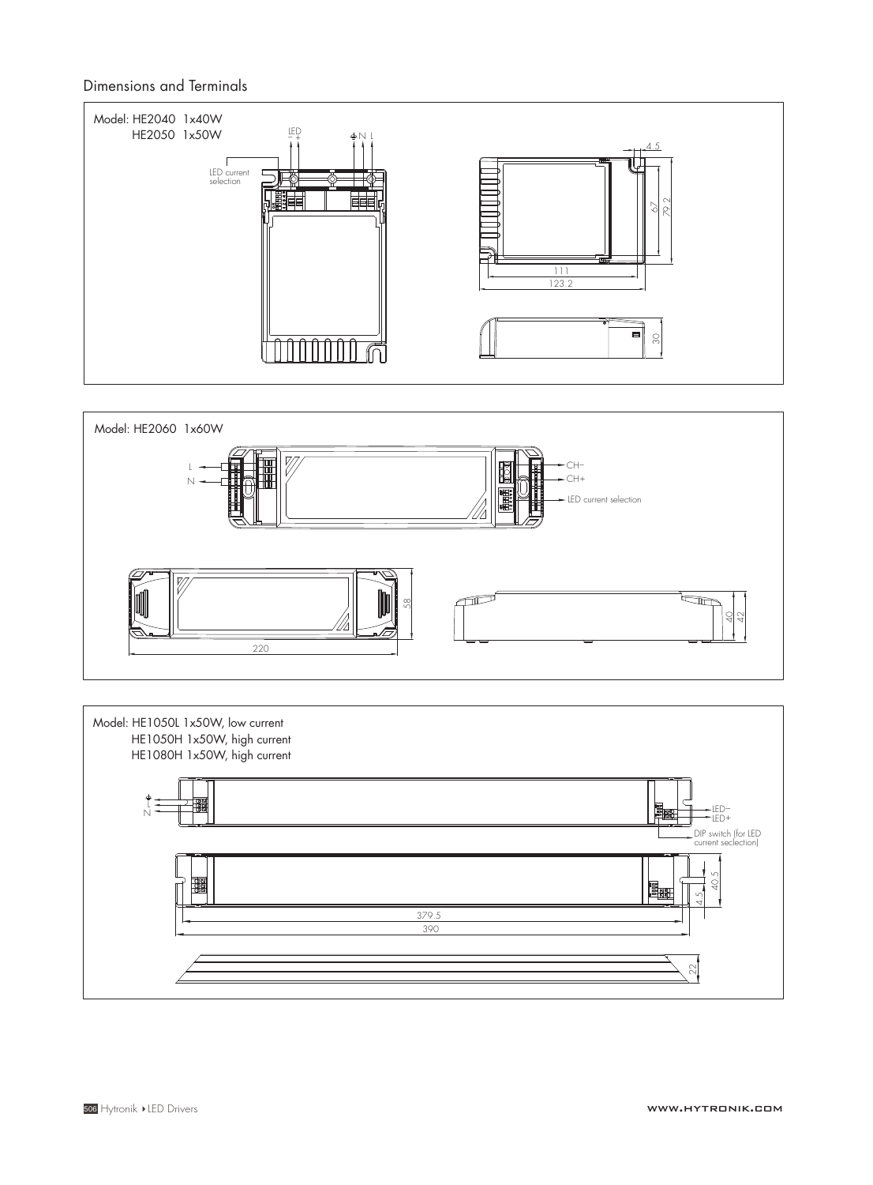## Dimensions and Terminals

Model: HE2040 1x40W
HE2050 1x50W

LED
− +

⏚ N L

LED current selection

4.5

67

79.2

111

123.2

30

Model: HE2060 1x60W

L

N

CH−

CH+

LED current selection

58

220

40

42

Model: HE1050L 1x50W, low current
HE1050H 1x50W, high current
HE1080H 1x50W, high current

⏚

L

N

LED−

LED+

DIP switch (for LED current seclection)

40.5

4.5

379.5

390

22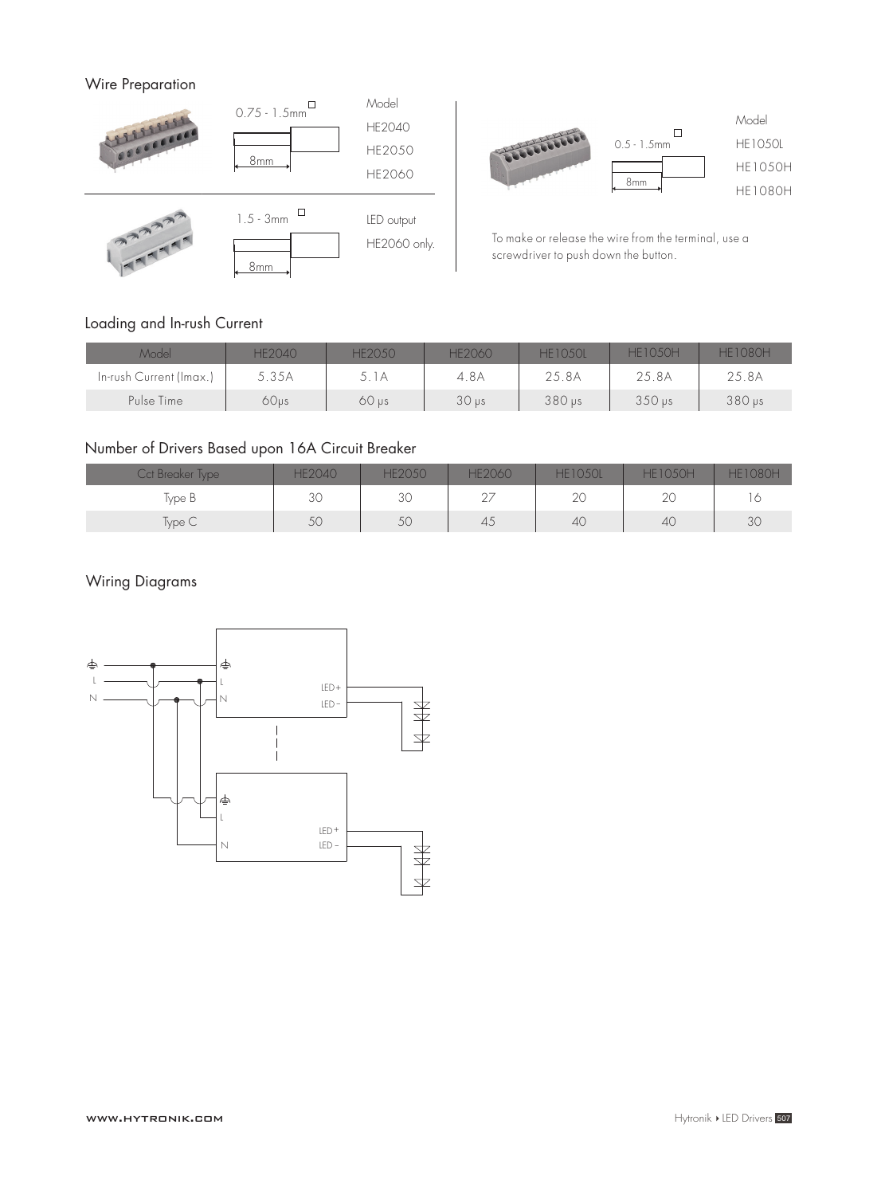## Wire Preparation

0.75 - 1.5mm □ — 8mm

Model: HE2040, HE2050, HE2060

1.5 - 3mm □ — 8mm

LED output HE2060 only.

0.5 - 1.5mm □ — 8mm

Model: HE1050L, HE1050H, HE1080H

To make or release the wire from the terminal, use a screwdriver to push down the button.

## Loading and In-rush Current

| Model | HE2040 | HE2050 | HE2060 | HE1050L | HE1050H | HE1080H |
|---|---|---|---|---|---|---|
| In-rush Current (Imax.) | 5.35A | 5.1A | 4.8A | 25.8A | 25.8A | 25.8A |
| Pulse Time | 60μs | 60 μs | 30 μs | 380 μs | 350 μs | 380 μs |

## Number of Drivers Based upon 16A Circuit Breaker

| Cct Breaker Type | HE2040 | HE2050 | HE2060 | HE1050L | HE1050H | HE1080H |
|---|---|---|---|---|---|---|
| Type B | 30 | 30 | 27 | 20 | 20 | 16 |
| Type C | 50 | 50 | 45 | 40 | 40 | 30 |

## Wiring Diagrams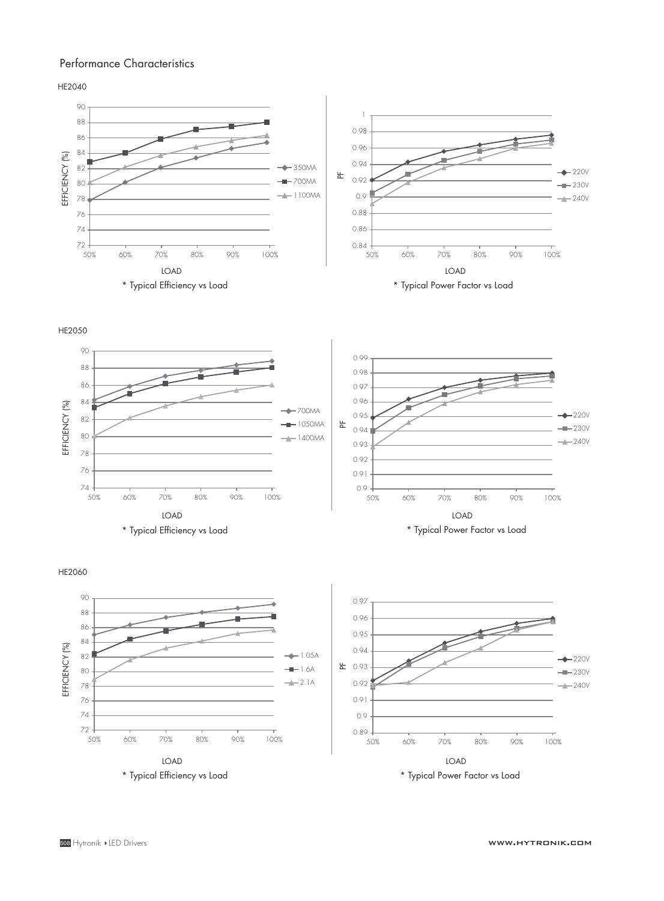## Performance Characteristics

### HE2040

* Typical Efficiency vs Load

* Typical Power Factor vs Load

### HE2050

* Typical Efficiency vs Load

* Typical Power Factor vs Load

### HE2060

* Typical Efficiency vs Load

* Typical Power Factor vs Load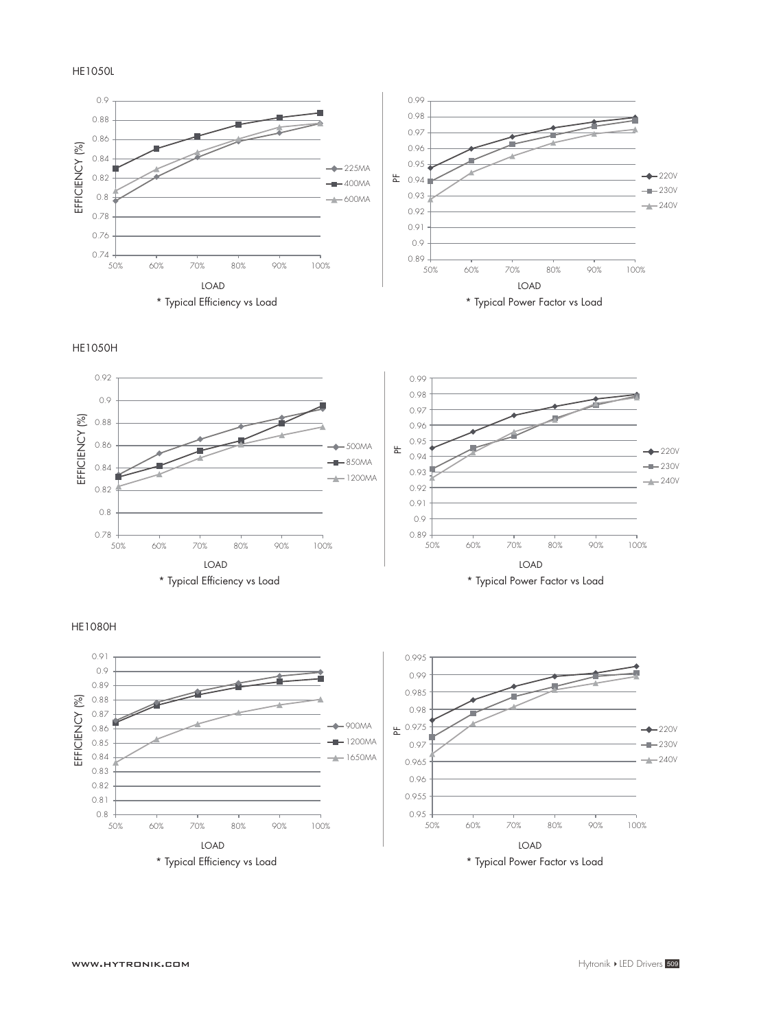HE1050L

EFFICIENCY (%)
0.9
0.88
0.86
0.84
0.82
0.8
0.78
0.76
0.74
50% 60% 70% 80% 90% 100%
LOAD
225MA
400MA
600MA

* Typical Efficiency vs Load

PF
0.99
0.98
0.97
0.96
0.95
0.94
0.93
0.92
0.91
0.9
0.89
50% 60% 70% 80% 90% 100%
LOAD
220V
230V
240V

* Typical Power Factor vs Load

HE1050H

EFFICIENCY (%)
0.92
0.9
0.88
0.86
0.84
0.82
0.8
0.78
50% 60% 70% 80% 90% 100%
LOAD
500MA
850MA
1200MA

* Typical Efficiency vs Load

PF
0.99
0.98
0.97
0.96
0.95
0.94
0.93
0.92
0.91
0.9
0.89
50% 60% 70% 80% 90% 100%
LOAD
220V
230V
240V

* Typical Power Factor vs Load

HE1080H

EFFICIENCY (%)
0.91
0.9
0.89
0.88
0.87
0.86
0.85
0.84
0.83
0.82
0.81
0.8
50% 60% 70% 80% 90% 100%
LOAD
900MA
1200MA
1650MA

* Typical Efficiency vs Load

PF
0.995
0.99
0.985
0.98
0.975
0.97
0.965
0.96
0.955
0.95
50% 60% 70% 80% 90% 100%
LOAD
220V
230V
240V

* Typical Power Factor vs Load